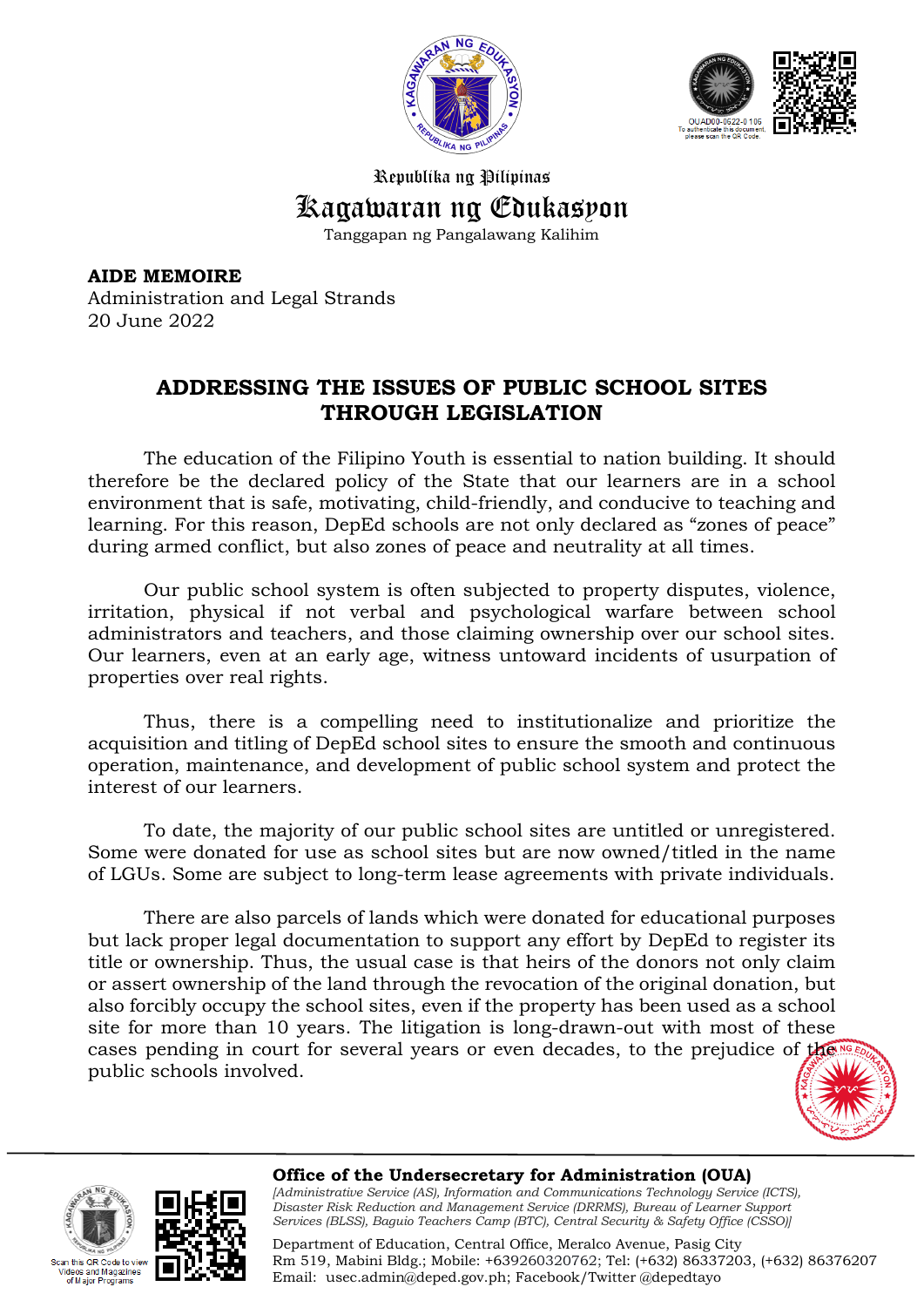Republika ng Pilipinas

# Kagawaran ng Edukasyon

Tanggapan ng Pangalawang Kalihim

**AIDE MEMOIRE**
Administration and Legal Strands
20 June 2022

## ADDRESSING THE ISSUES OF PUBLIC SCHOOL SITES THROUGH LEGISLATION

The education of the Filipino Youth is essential to nation building. It should therefore be the declared policy of the State that our learners are in a school environment that is safe, motivating, child-friendly, and conducive to teaching and learning. For this reason, DepEd schools are not only declared as "zones of peace" during armed conflict, but also zones of peace and neutrality at all times.

Our public school system is often subjected to property disputes, violence, irritation, physical if not verbal and psychological warfare between school administrators and teachers, and those claiming ownership over our school sites. Our learners, even at an early age, witness untoward incidents of usurpation of properties over real rights.

Thus, there is a compelling need to institutionalize and prioritize the acquisition and titling of DepEd school sites to ensure the smooth and continuous operation, maintenance, and development of public school system and protect the interest of our learners.

To date, the majority of our public school sites are untitled or unregistered. Some were donated for use as school sites but are now owned/titled in the name of LGUs. Some are subject to long-term lease agreements with private individuals.

There are also parcels of lands which were donated for educational purposes but lack proper legal documentation to support any effort by DepEd to register its title or ownership. Thus, the usual case is that heirs of the donors not only claim or assert ownership of the land through the revocation of the original donation, but also forcibly occupy the school sites, even if the property has been used as a school site for more than 10 years. The litigation is long-drawn-out with most of these cases pending in court for several years or even decades, to the prejudice of the public schools involved.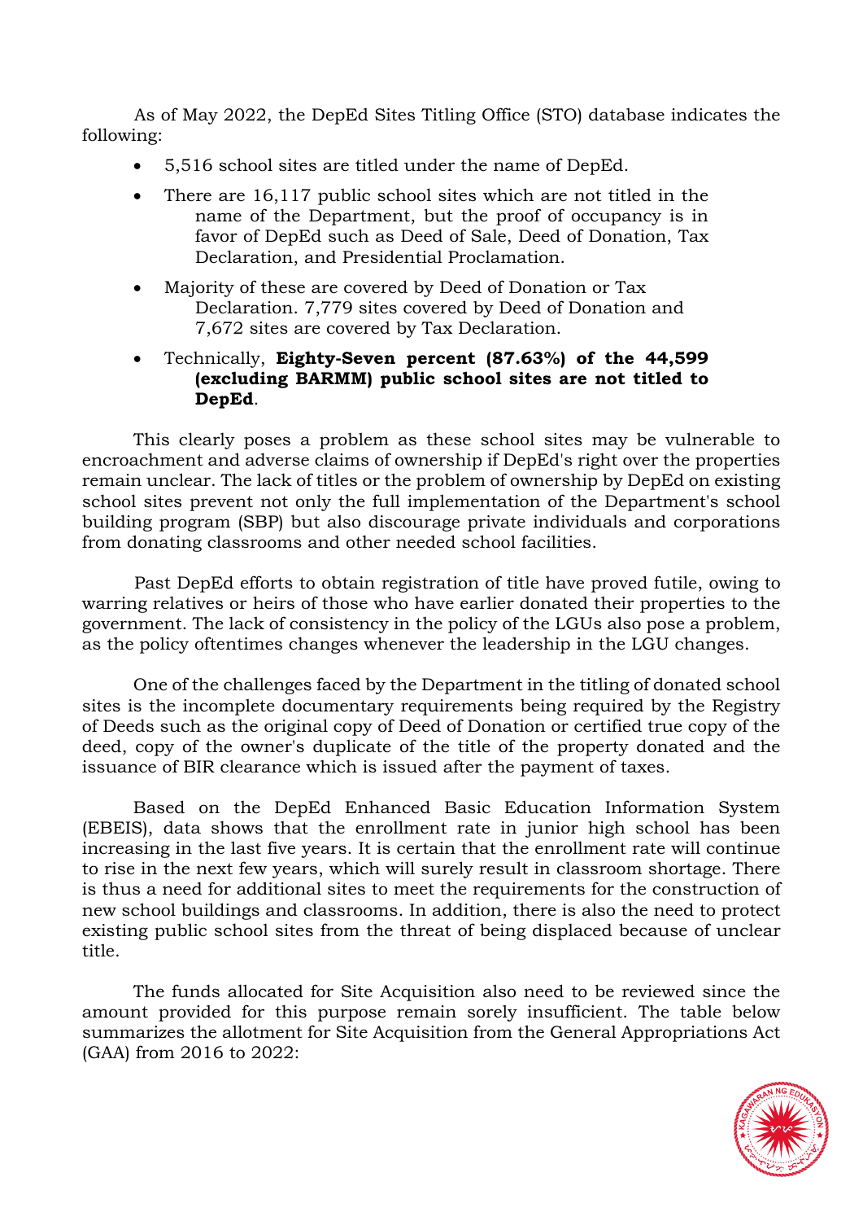As of May 2022, the DepEd Sites Titling Office (STO) database indicates the following:

- 5,516 school sites are titled under the name of DepEd.
- There are 16,117 public school sites which are not titled in the name of the Department, but the proof of occupancy is in favor of DepEd such as Deed of Sale, Deed of Donation, Tax Declaration, and Presidential Proclamation.
- Majority of these are covered by Deed of Donation or Tax Declaration. 7,779 sites covered by Deed of Donation and 7,672 sites are covered by Tax Declaration.
- Technically, **Eighty-Seven percent (87.63%) of the 44,599 (excluding BARMM) public school sites are not titled to DepEd**.

This clearly poses a problem as these school sites may be vulnerable to encroachment and adverse claims of ownership if DepEd's right over the properties remain unclear. The lack of titles or the problem of ownership by DepEd on existing school sites prevent not only the full implementation of the Department's school building program (SBP) but also discourage private individuals and corporations from donating classrooms and other needed school facilities.

Past DepEd efforts to obtain registration of title have proved futile, owing to warring relatives or heirs of those who have earlier donated their properties to the government. The lack of consistency in the policy of the LGUs also pose a problem, as the policy oftentimes changes whenever the leadership in the LGU changes.

One of the challenges faced by the Department in the titling of donated school sites is the incomplete documentary requirements being required by the Registry of Deeds such as the original copy of Deed of Donation or certified true copy of the deed, copy of the owner's duplicate of the title of the property donated and the issuance of BIR clearance which is issued after the payment of taxes.

Based on the DepEd Enhanced Basic Education Information System (EBEIS), data shows that the enrollment rate in junior high school has been increasing in the last five years. It is certain that the enrollment rate will continue to rise in the next few years, which will surely result in classroom shortage. There is thus a need for additional sites to meet the requirements for the construction of new school buildings and classrooms. In addition, there is also the need to protect existing public school sites from the threat of being displaced because of unclear title.

The funds allocated for Site Acquisition also need to be reviewed since the amount provided for this purpose remain sorely insufficient. The table below summarizes the allotment for Site Acquisition from the General Appropriations Act (GAA) from 2016 to 2022: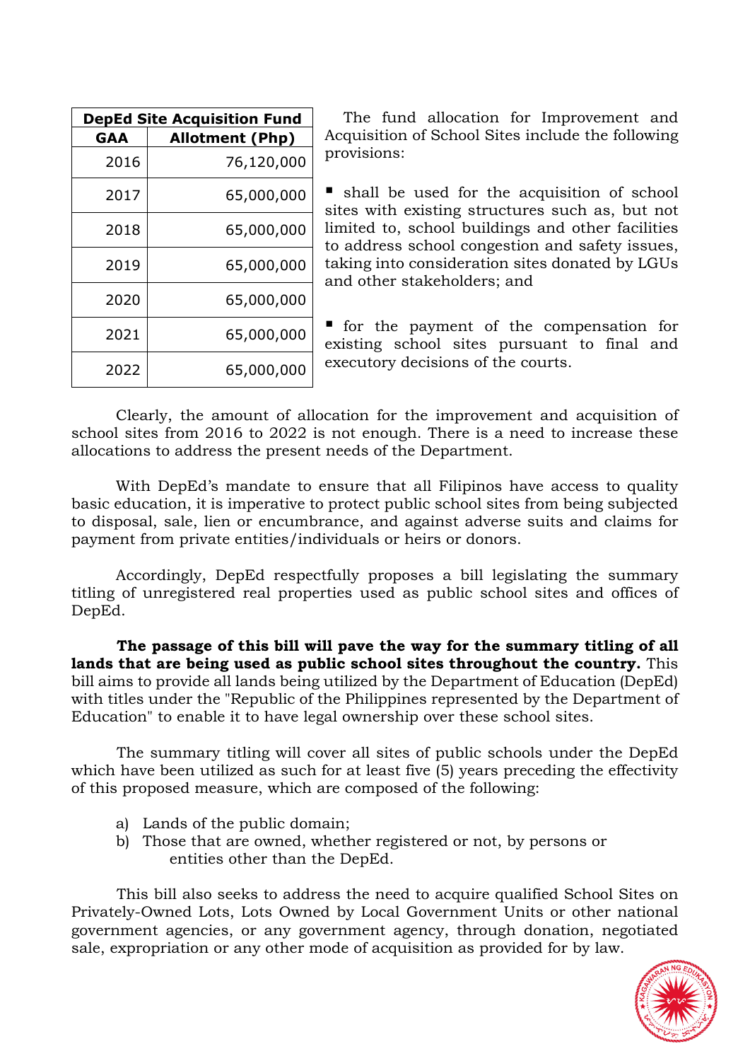| DepEd Site Acquisition Fund | |
|---|---|
| GAA | Allotment (Php) |
| 2016 | 76,120,000 |
| 2017 | 65,000,000 |
| 2018 | 65,000,000 |
| 2019 | 65,000,000 |
| 2020 | 65,000,000 |
| 2021 | 65,000,000 |
| 2022 | 65,000,000 |

The fund allocation for Improvement and Acquisition of School Sites include the following provisions:

- shall be used for the acquisition of school sites with existing structures such as, but not limited to, school buildings and other facilities to address school congestion and safety issues, taking into consideration sites donated by LGUs and other stakeholders; and

- for the payment of the compensation for existing school sites pursuant to final and executory decisions of the courts.

Clearly, the amount of allocation for the improvement and acquisition of school sites from 2016 to 2022 is not enough. There is a need to increase these allocations to address the present needs of the Department.

With DepEd's mandate to ensure that all Filipinos have access to quality basic education, it is imperative to protect public school sites from being subjected to disposal, sale, lien or encumbrance, and against adverse suits and claims for payment from private entities/individuals or heirs or donors.

Accordingly, DepEd respectfully proposes a bill legislating the summary titling of unregistered real properties used as public school sites and offices of DepEd.

**The passage of this bill will pave the way for the summary titling of all lands that are being used as public school sites throughout the country.** This bill aims to provide all lands being utilized by the Department of Education (DepEd) with titles under the "Republic of the Philippines represented by the Department of Education" to enable it to have legal ownership over these school sites.

The summary titling will cover all sites of public schools under the DepEd which have been utilized as such for at least five (5) years preceding the effectivity of this proposed measure, which are composed of the following:

a) Lands of the public domain;
b) Those that are owned, whether registered or not, by persons or entities other than the DepEd.

This bill also seeks to address the need to acquire qualified School Sites on Privately-Owned Lots, Lots Owned by Local Government Units or other national government agencies, or any government agency, through donation, negotiated sale, expropriation or any other mode of acquisition as provided for by law.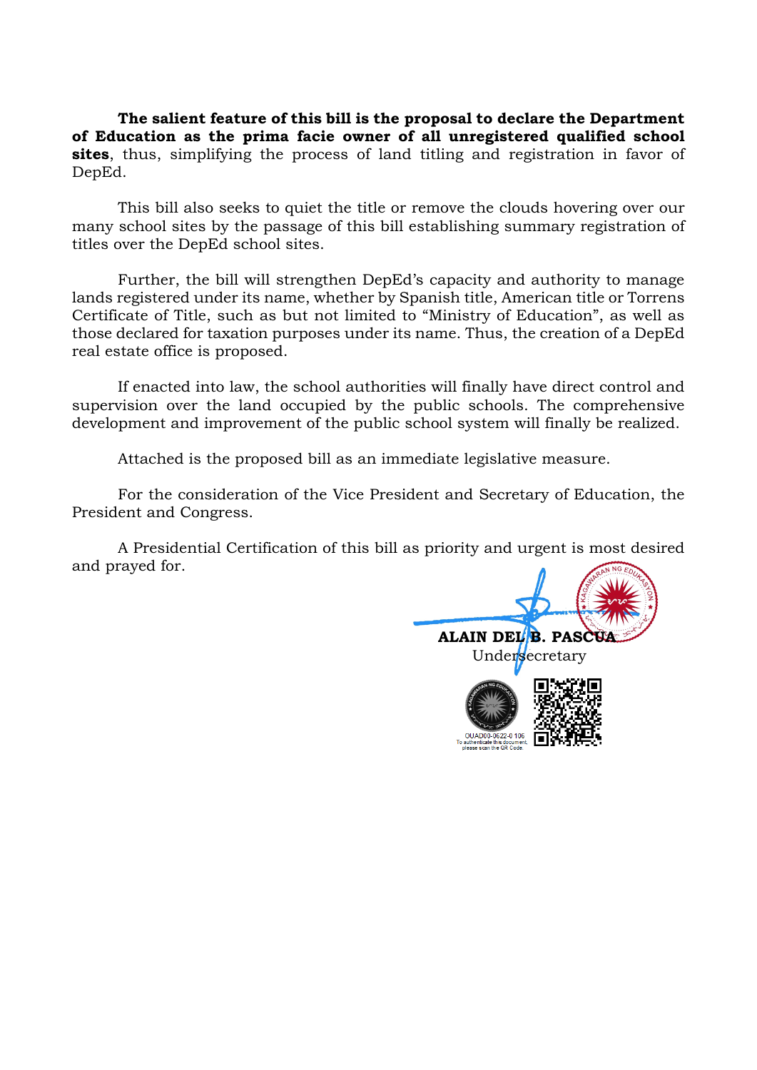**The salient feature of this bill is the proposal to declare the Department of Education as the prima facie owner of all unregistered qualified school sites**, thus, simplifying the process of land titling and registration in favor of DepEd.

This bill also seeks to quiet the title or remove the clouds hovering over our many school sites by the passage of this bill establishing summary registration of titles over the DepEd school sites.

Further, the bill will strengthen DepEd's capacity and authority to manage lands registered under its name, whether by Spanish title, American title or Torrens Certificate of Title, such as but not limited to "Ministry of Education", as well as those declared for taxation purposes under its name. Thus, the creation of a DepEd real estate office is proposed.

If enacted into law, the school authorities will finally have direct control and supervision over the land occupied by the public schools. The comprehensive development and improvement of the public school system will finally be realized.

Attached is the proposed bill as an immediate legislative measure.

For the consideration of the Vice President and Secretary of Education, the President and Congress.

A Presidential Certification of this bill as priority and urgent is most desired and prayed for.

**ALAIN DEL B. PASCUA**
Undersecretary

OUAD00-0622-0 106
To authenticate this document, please scan the QR Code.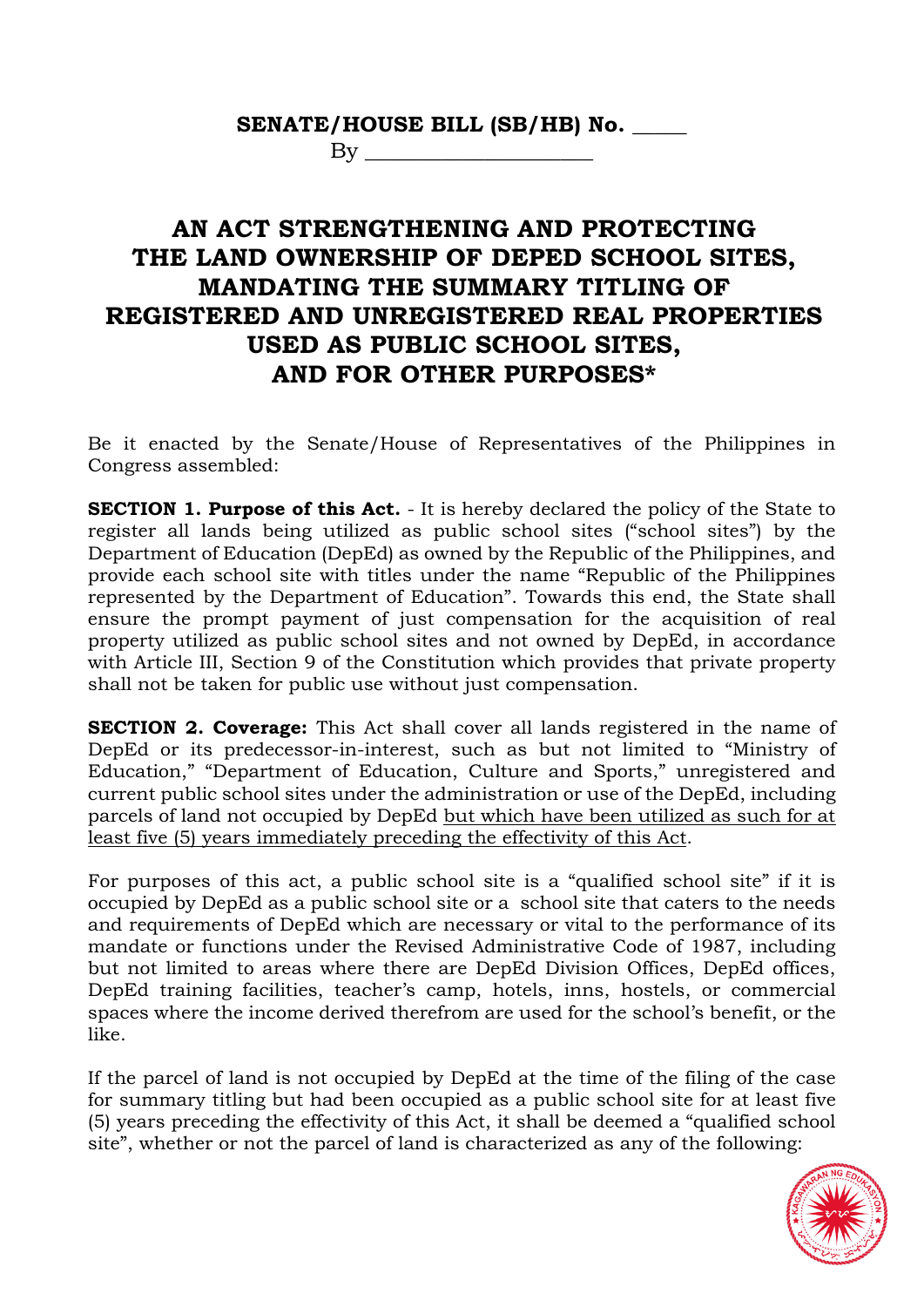**SENATE/HOUSE BILL (SB/HB) No. _____**

By ____________________

# AN ACT STRENGTHENING AND PROTECTING THE LAND OWNERSHIP OF DEPED SCHOOL SITES, MANDATING THE SUMMARY TITLING OF REGISTERED AND UNREGISTERED REAL PROPERTIES USED AS PUBLIC SCHOOL SITES, AND FOR OTHER PURPOSES*

Be it enacted by the Senate/House of Representatives of the Philippines in Congress assembled:

**SECTION 1. Purpose of this Act.** - It is hereby declared the policy of the State to register all lands being utilized as public school sites ("school sites") by the Department of Education (DepEd) as owned by the Republic of the Philippines, and provide each school site with titles under the name "Republic of the Philippines represented by the Department of Education". Towards this end, the State shall ensure the prompt payment of just compensation for the acquisition of real property utilized as public school sites and not owned by DepEd, in accordance with Article III, Section 9 of the Constitution which provides that private property shall not be taken for public use without just compensation.

**SECTION 2. Coverage:** This Act shall cover all lands registered in the name of DepEd or its predecessor-in-interest, such as but not limited to "Ministry of Education," "Department of Education, Culture and Sports," unregistered and current public school sites under the administration or use of the DepEd, including parcels of land not occupied by DepEd <u>but which have been utilized as such for at least five (5) years immediately preceding the effectivity of this Act</u>.

For purposes of this act, a public school site is a "qualified school site" if it is occupied by DepEd as a public school site or a school site that caters to the needs and requirements of DepEd which are necessary or vital to the performance of its mandate or functions under the Revised Administrative Code of 1987, including but not limited to areas where there are DepEd Division Offices, DepEd offices, DepEd training facilities, teacher's camp, hotels, inns, hostels, or commercial spaces where the income derived therefrom are used for the school's benefit, or the like.

If the parcel of land is not occupied by DepEd at the time of the filing of the case for summary titling but had been occupied as a public school site for at least five (5) years preceding the effectivity of this Act, it shall be deemed a "qualified school site", whether or not the parcel of land is characterized as any of the following: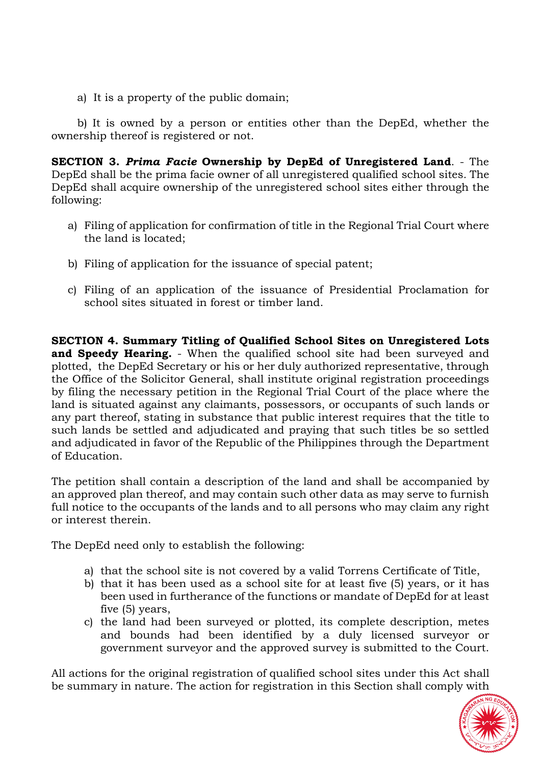a) It is a property of the public domain;

b) It is owned by a person or entities other than the DepEd, whether the ownership thereof is registered or not.

**SECTION 3. *Prima Facie* Ownership by DepEd of Unregistered Land**. - The DepEd shall be the prima facie owner of all unregistered qualified school sites. The DepEd shall acquire ownership of the unregistered school sites either through the following:

a) Filing of application for confirmation of title in the Regional Trial Court where the land is located;

b) Filing of application for the issuance of special patent;

c) Filing of an application of the issuance of Presidential Proclamation for school sites situated in forest or timber land.

**SECTION 4. Summary Titling of Qualified School Sites on Unregistered Lots and Speedy Hearing.** - When the qualified school site had been surveyed and plotted, the DepEd Secretary or his or her duly authorized representative, through the Office of the Solicitor General, shall institute original registration proceedings by filing the necessary petition in the Regional Trial Court of the place where the land is situated against any claimants, possessors, or occupants of such lands or any part thereof, stating in substance that public interest requires that the title to such lands be settled and adjudicated and praying that such titles be so settled and adjudicated in favor of the Republic of the Philippines through the Department of Education.

The petition shall contain a description of the land and shall be accompanied by an approved plan thereof, and may contain such other data as may serve to furnish full notice to the occupants of the lands and to all persons who may claim any right or interest therein.

The DepEd need only to establish the following:

a) that the school site is not covered by a valid Torrens Certificate of Title,
b) that it has been used as a school site for at least five (5) years, or it has been used in furtherance of the functions or mandate of DepEd for at least five (5) years,
c) the land had been surveyed or plotted, its complete description, metes and bounds had been identified by a duly licensed surveyor or government surveyor and the approved survey is submitted to the Court.

All actions for the original registration of qualified school sites under this Act shall be summary in nature. The action for registration in this Section shall comply with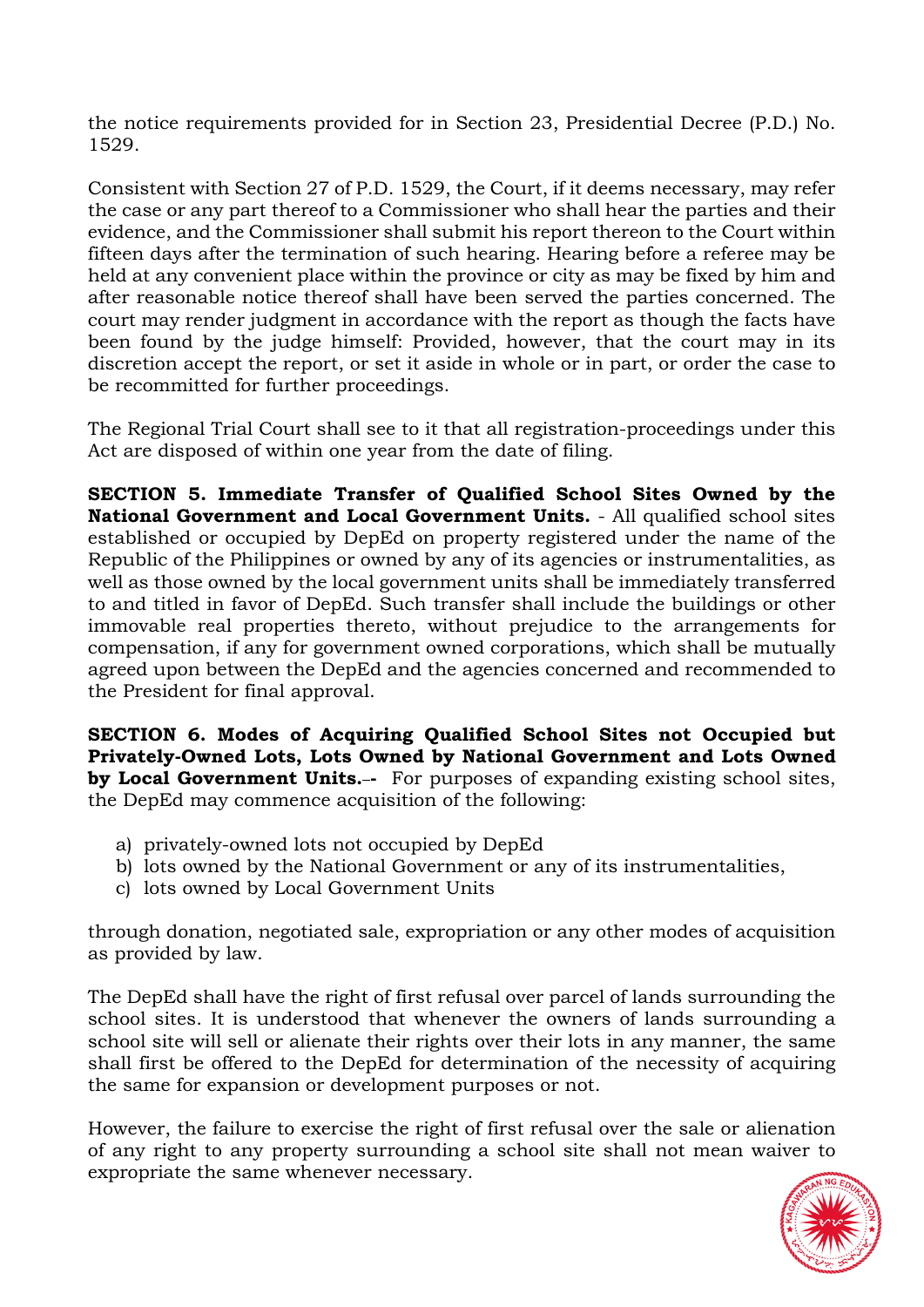the notice requirements provided for in Section 23, Presidential Decree (P.D.) No. 1529.

Consistent with Section 27 of P.D. 1529, the Court, if it deems necessary, may refer the case or any part thereof to a Commissioner who shall hear the parties and their evidence, and the Commissioner shall submit his report thereon to the Court within fifteen days after the termination of such hearing. Hearing before a referee may be held at any convenient place within the province or city as may be fixed by him and after reasonable notice thereof shall have been served the parties concerned. The court may render judgment in accordance with the report as though the facts have been found by the judge himself: Provided, however, that the court may in its discretion accept the report, or set it aside in whole or in part, or order the case to be recommitted for further proceedings.

The Regional Trial Court shall see to it that all registration-proceedings under this Act are disposed of within one year from the date of filing.

**SECTION 5. Immediate Transfer of Qualified School Sites Owned by the National Government and Local Government Units.** - All qualified school sites established or occupied by DepEd on property registered under the name of the Republic of the Philippines or owned by any of its agencies or instrumentalities, as well as those owned by the local government units shall be immediately transferred to and titled in favor of DepEd. Such transfer shall include the buildings or other immovable real properties thereto, without prejudice to the arrangements for compensation, if any for government owned corporations, which shall be mutually agreed upon between the DepEd and the agencies concerned and recommended to the President for final approval.

**SECTION 6. Modes of Acquiring Qualified School Sites not Occupied but Privately-Owned Lots, Lots Owned by National Government and Lots Owned by Local Government Units.--** For purposes of expanding existing school sites, the DepEd may commence acquisition of the following:

a) privately-owned lots not occupied by DepEd
b) lots owned by the National Government or any of its instrumentalities,
c) lots owned by Local Government Units

through donation, negotiated sale, expropriation or any other modes of acquisition as provided by law.

The DepEd shall have the right of first refusal over parcel of lands surrounding the school sites. It is understood that whenever the owners of lands surrounding a school site will sell or alienate their rights over their lots in any manner, the same shall first be offered to the DepEd for determination of the necessity of acquiring the same for expansion or development purposes or not.

However, the failure to exercise the right of first refusal over the sale or alienation of any right to any property surrounding a school site shall not mean waiver to expropriate the same whenever necessary.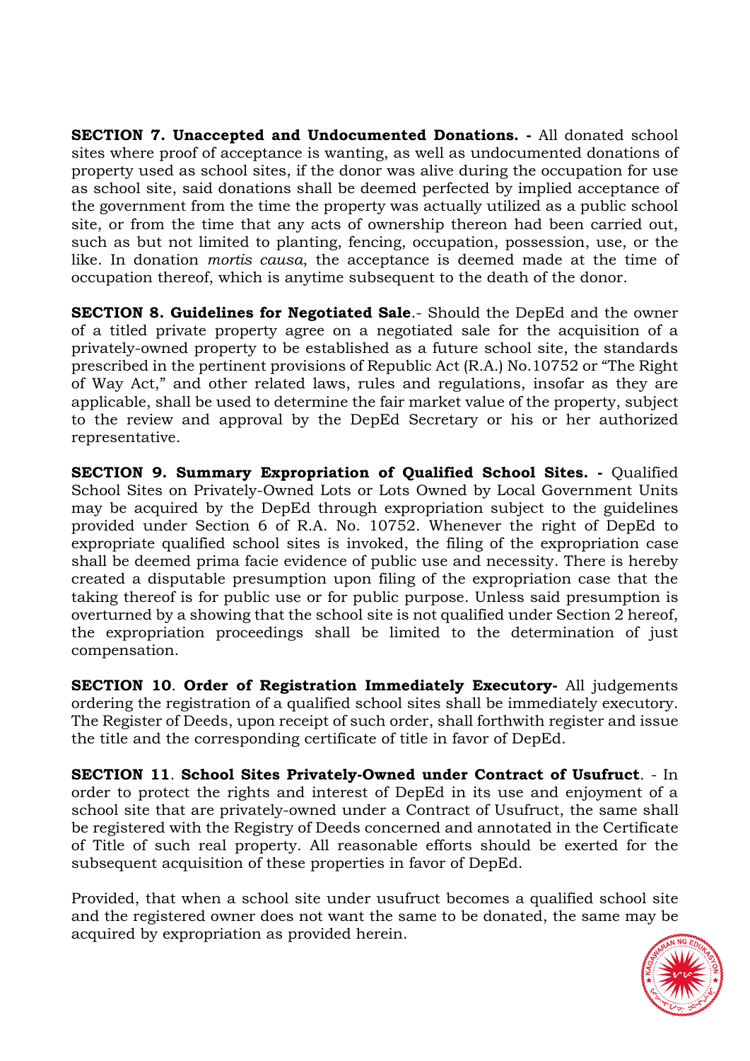**SECTION 7. Unaccepted and Undocumented Donations. -** All donated school sites where proof of acceptance is wanting, as well as undocumented donations of property used as school sites, if the donor was alive during the occupation for use as school site, said donations shall be deemed perfected by implied acceptance of the government from the time the property was actually utilized as a public school site, or from the time that any acts of ownership thereon had been carried out, such as but not limited to planting, fencing, occupation, possession, use, or the like. In donation *mortis causa*, the acceptance is deemed made at the time of occupation thereof, which is anytime subsequent to the death of the donor.

**SECTION 8. Guidelines for Negotiated Sale**.- Should the DepEd and the owner of a titled private property agree on a negotiated sale for the acquisition of a privately-owned property to be established as a future school site, the standards prescribed in the pertinent provisions of Republic Act (R.A.) No.10752 or "The Right of Way Act," and other related laws, rules and regulations, insofar as they are applicable, shall be used to determine the fair market value of the property, subject to the review and approval by the DepEd Secretary or his or her authorized representative.

**SECTION 9. Summary Expropriation of Qualified School Sites. -** Qualified School Sites on Privately-Owned Lots or Lots Owned by Local Government Units may be acquired by the DepEd through expropriation subject to the guidelines provided under Section 6 of R.A. No. 10752. Whenever the right of DepEd to expropriate qualified school sites is invoked, the filing of the expropriation case shall be deemed prima facie evidence of public use and necessity. There is hereby created a disputable presumption upon filing of the expropriation case that the taking thereof is for public use or for public purpose. Unless said presumption is overturned by a showing that the school site is not qualified under Section 2 hereof, the expropriation proceedings shall be limited to the determination of just compensation.

**SECTION 10**. **Order of Registration Immediately Executory-** All judgements ordering the registration of a qualified school sites shall be immediately executory. The Register of Deeds, upon receipt of such order, shall forthwith register and issue the title and the corresponding certificate of title in favor of DepEd.

**SECTION 11**. **School Sites Privately-Owned under Contract of Usufruct**. - In order to protect the rights and interest of DepEd in its use and enjoyment of a school site that are privately-owned under a Contract of Usufruct, the same shall be registered with the Registry of Deeds concerned and annotated in the Certificate of Title of such real property. All reasonable efforts should be exerted for the subsequent acquisition of these properties in favor of DepEd.

Provided, that when a school site under usufruct becomes a qualified school site and the registered owner does not want the same to be donated, the same may be acquired by expropriation as provided herein.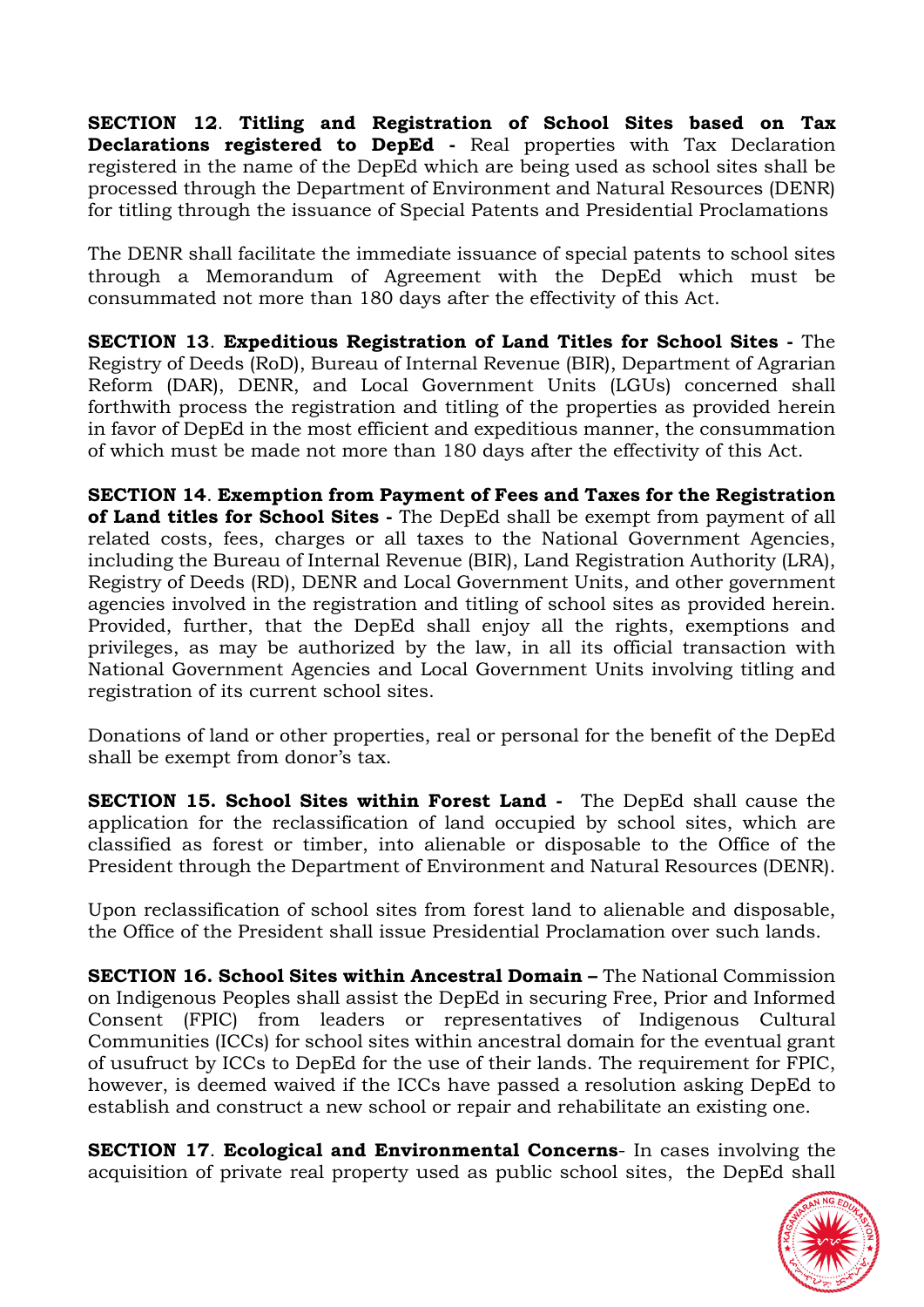**SECTION 12**. **Titling and Registration of School Sites based on Tax Declarations registered to DepEd -** Real properties with Tax Declaration registered in the name of the DepEd which are being used as school sites shall be processed through the Department of Environment and Natural Resources (DENR) for titling through the issuance of Special Patents and Presidential Proclamations

The DENR shall facilitate the immediate issuance of special patents to school sites through a Memorandum of Agreement with the DepEd which must be consummated not more than 180 days after the effectivity of this Act.

**SECTION 13**. **Expeditious Registration of Land Titles for School Sites -** The Registry of Deeds (RoD), Bureau of Internal Revenue (BIR), Department of Agrarian Reform (DAR), DENR, and Local Government Units (LGUs) concerned shall forthwith process the registration and titling of the properties as provided herein in favor of DepEd in the most efficient and expeditious manner, the consummation of which must be made not more than 180 days after the effectivity of this Act.

**SECTION 14**. **Exemption from Payment of Fees and Taxes for the Registration of Land titles for School Sites -** The DepEd shall be exempt from payment of all related costs, fees, charges or all taxes to the National Government Agencies, including the Bureau of Internal Revenue (BIR), Land Registration Authority (LRA), Registry of Deeds (RD), DENR and Local Government Units, and other government agencies involved in the registration and titling of school sites as provided herein. Provided, further, that the DepEd shall enjoy all the rights, exemptions and privileges, as may be authorized by the law, in all its official transaction with National Government Agencies and Local Government Units involving titling and registration of its current school sites.

Donations of land or other properties, real or personal for the benefit of the DepEd shall be exempt from donor's tax.

**SECTION 15. School Sites within Forest Land -** The DepEd shall cause the application for the reclassification of land occupied by school sites, which are classified as forest or timber, into alienable or disposable to the Office of the President through the Department of Environment and Natural Resources (DENR).

Upon reclassification of school sites from forest land to alienable and disposable, the Office of the President shall issue Presidential Proclamation over such lands.

**SECTION 16. School Sites within Ancestral Domain –** The National Commission on Indigenous Peoples shall assist the DepEd in securing Free, Prior and Informed Consent (FPIC) from leaders or representatives of Indigenous Cultural Communities (ICCs) for school sites within ancestral domain for the eventual grant of usufruct by ICCs to DepEd for the use of their lands. The requirement for FPIC, however, is deemed waived if the ICCs have passed a resolution asking DepEd to establish and construct a new school or repair and rehabilitate an existing one.

**SECTION 17**. **Ecological and Environmental Concerns**- In cases involving the acquisition of private real property used as public school sites, the DepEd shall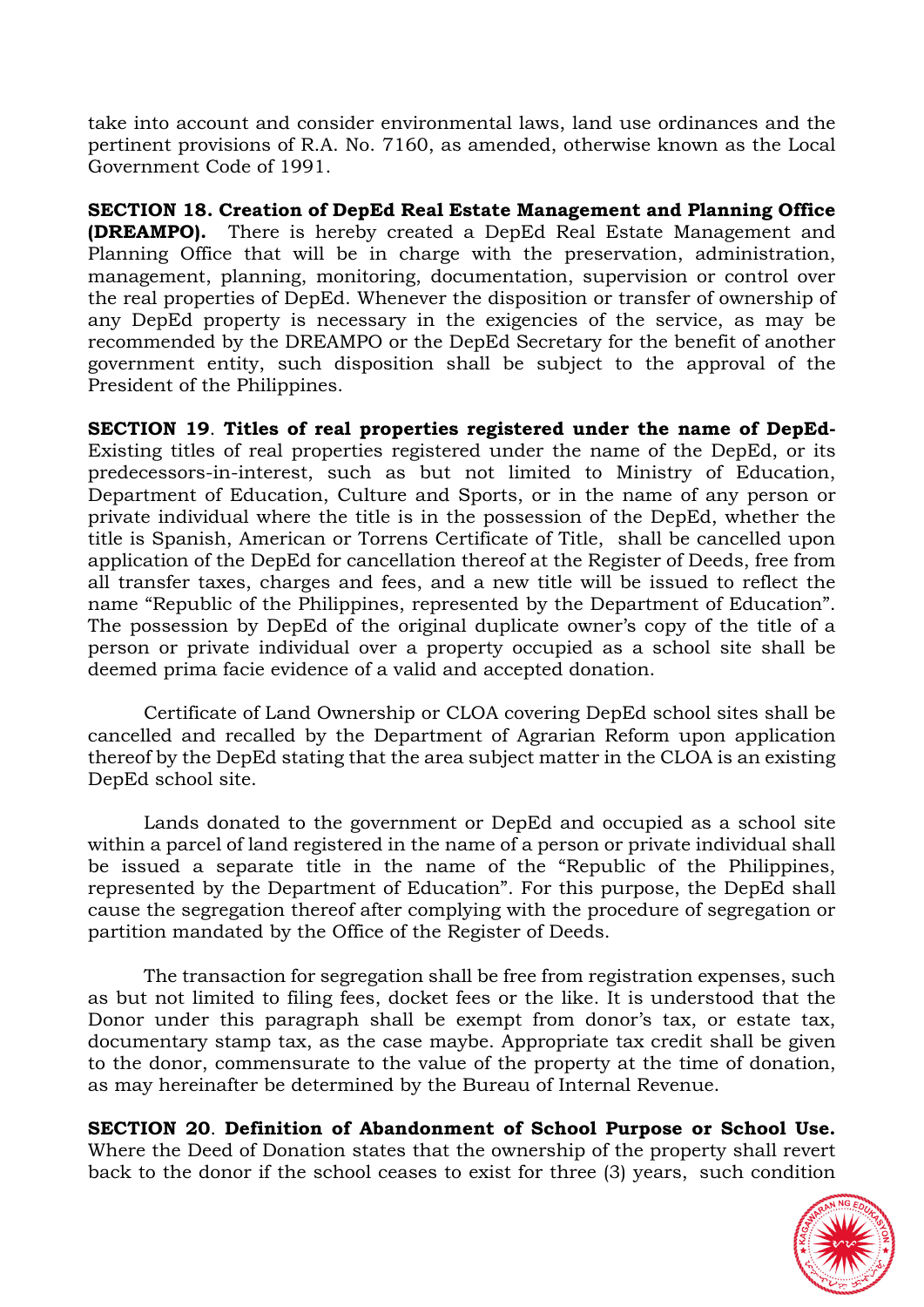take into account and consider environmental laws, land use ordinances and the pertinent provisions of R.A. No. 7160, as amended, otherwise known as the Local Government Code of 1991.

**SECTION 18. Creation of DepEd Real Estate Management and Planning Office (DREAMPO).** There is hereby created a DepEd Real Estate Management and Planning Office that will be in charge with the preservation, administration, management, planning, monitoring, documentation, supervision or control over the real properties of DepEd. Whenever the disposition or transfer of ownership of any DepEd property is necessary in the exigencies of the service, as may be recommended by the DREAMPO or the DepEd Secretary for the benefit of another government entity, such disposition shall be subject to the approval of the President of the Philippines.

**SECTION 19**. **Titles of real properties registered under the name of DepEd-** Existing titles of real properties registered under the name of the DepEd, or its predecessors-in-interest, such as but not limited to Ministry of Education, Department of Education, Culture and Sports, or in the name of any person or private individual where the title is in the possession of the DepEd, whether the title is Spanish, American or Torrens Certificate of Title, shall be cancelled upon application of the DepEd for cancellation thereof at the Register of Deeds, free from all transfer taxes, charges and fees, and a new title will be issued to reflect the name "Republic of the Philippines, represented by the Department of Education". The possession by DepEd of the original duplicate owner's copy of the title of a person or private individual over a property occupied as a school site shall be deemed prima facie evidence of a valid and accepted donation.

Certificate of Land Ownership or CLOA covering DepEd school sites shall be cancelled and recalled by the Department of Agrarian Reform upon application thereof by the DepEd stating that the area subject matter in the CLOA is an existing DepEd school site.

Lands donated to the government or DepEd and occupied as a school site within a parcel of land registered in the name of a person or private individual shall be issued a separate title in the name of the "Republic of the Philippines, represented by the Department of Education". For this purpose, the DepEd shall cause the segregation thereof after complying with the procedure of segregation or partition mandated by the Office of the Register of Deeds.

The transaction for segregation shall be free from registration expenses, such as but not limited to filing fees, docket fees or the like. It is understood that the Donor under this paragraph shall be exempt from donor's tax, or estate tax, documentary stamp tax, as the case maybe. Appropriate tax credit shall be given to the donor, commensurate to the value of the property at the time of donation, as may hereinafter be determined by the Bureau of Internal Revenue.

**SECTION 20**. **Definition of Abandonment of School Purpose or School Use.** Where the Deed of Donation states that the ownership of the property shall revert back to the donor if the school ceases to exist for three (3) years, such condition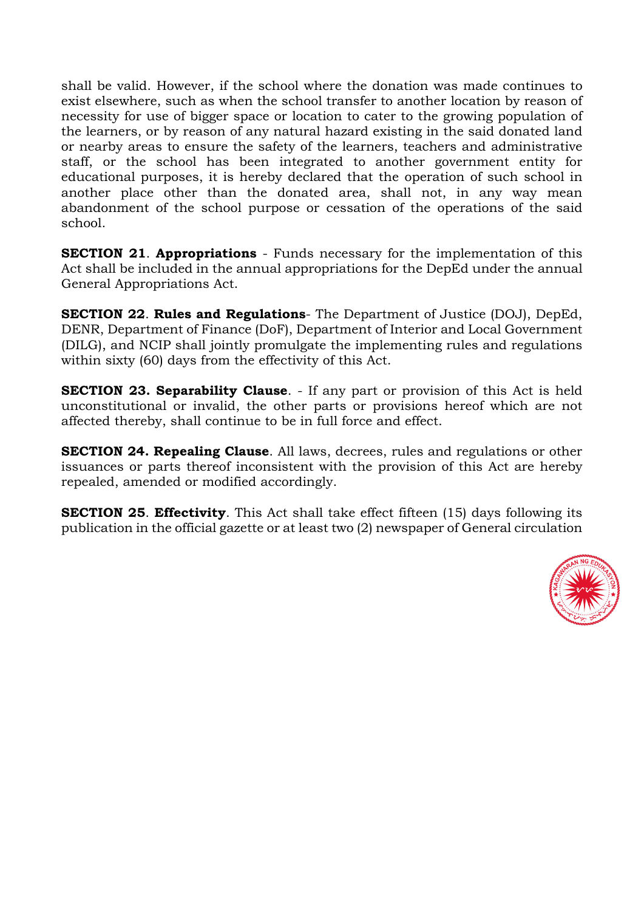shall be valid. However, if the school where the donation was made continues to exist elsewhere, such as when the school transfer to another location by reason of necessity for use of bigger space or location to cater to the growing population of the learners, or by reason of any natural hazard existing in the said donated land or nearby areas to ensure the safety of the learners, teachers and administrative staff, or the school has been integrated to another government entity for educational purposes, it is hereby declared that the operation of such school in another place other than the donated area, shall not, in any way mean abandonment of the school purpose or cessation of the operations of the said school.

**SECTION 21**. **Appropriations** - Funds necessary for the implementation of this Act shall be included in the annual appropriations for the DepEd under the annual General Appropriations Act.

**SECTION 22**. **Rules and Regulations**- The Department of Justice (DOJ), DepEd, DENR, Department of Finance (DoF), Department of Interior and Local Government (DILG), and NCIP shall jointly promulgate the implementing rules and regulations within sixty (60) days from the effectivity of this Act.

**SECTION 23. Separability Clause**. - If any part or provision of this Act is held unconstitutional or invalid, the other parts or provisions hereof which are not affected thereby, shall continue to be in full force and effect.

**SECTION 24. Repealing Clause**. All laws, decrees, rules and regulations or other issuances or parts thereof inconsistent with the provision of this Act are hereby repealed, amended or modified accordingly.

**SECTION 25**. **Effectivity**. This Act shall take effect fifteen (15) days following its publication in the official gazette or at least two (2) newspaper of General circulation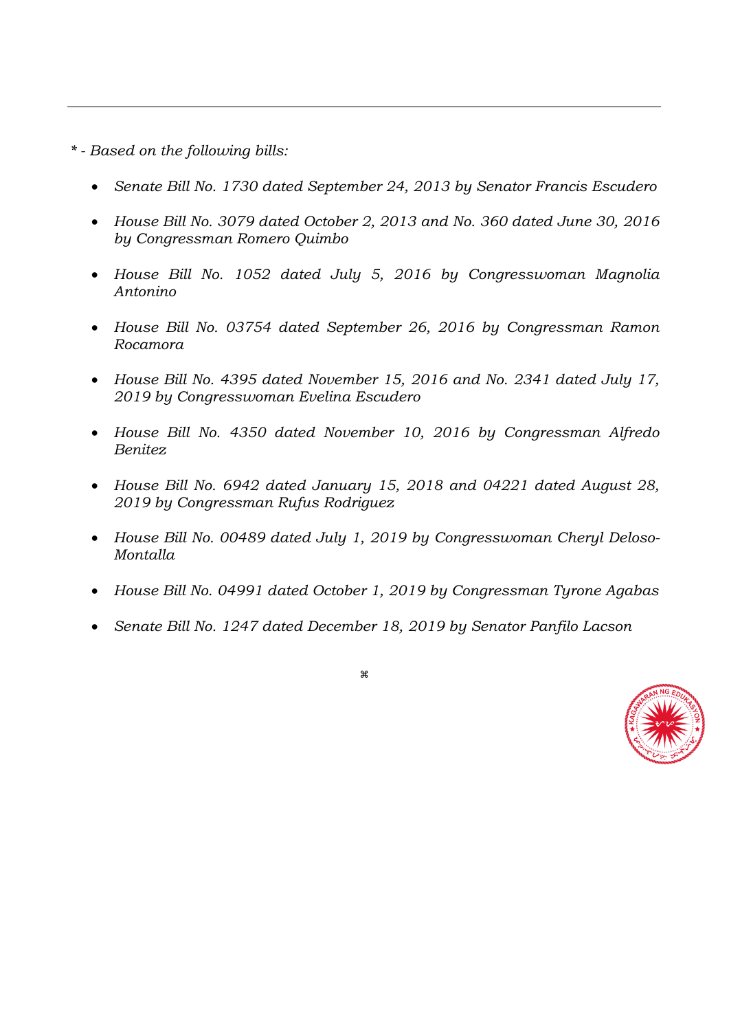---

*\* - Based on the following bills:*

- *Senate Bill No. 1730 dated September 24, 2013 by Senator Francis Escudero*
- *House Bill No. 3079 dated October 2, 2013 and No. 360 dated June 30, 2016 by Congressman Romero Quimbo*
- *House Bill No. 1052 dated July 5, 2016 by Congresswoman Magnolia Antonino*
- *House Bill No. 03754 dated September 26, 2016 by Congressman Ramon Rocamora*
- *House Bill No. 4395 dated November 15, 2016 and No. 2341 dated July 17, 2019 by Congresswoman Evelina Escudero*
- *House Bill No. 4350 dated November 10, 2016 by Congressman Alfredo Benitez*
- *House Bill No. 6942 dated January 15, 2018 and 04221 dated August 28, 2019 by Congressman Rufus Rodriguez*
- *House Bill No. 00489 dated July 1, 2019 by Congresswoman Cheryl Deloso-Montalla*
- *House Bill No. 04991 dated October 1, 2019 by Congressman Tyrone Agabas*
- *Senate Bill No. 1247 dated December 18, 2019 by Senator Panfilo Lacson*

⌘